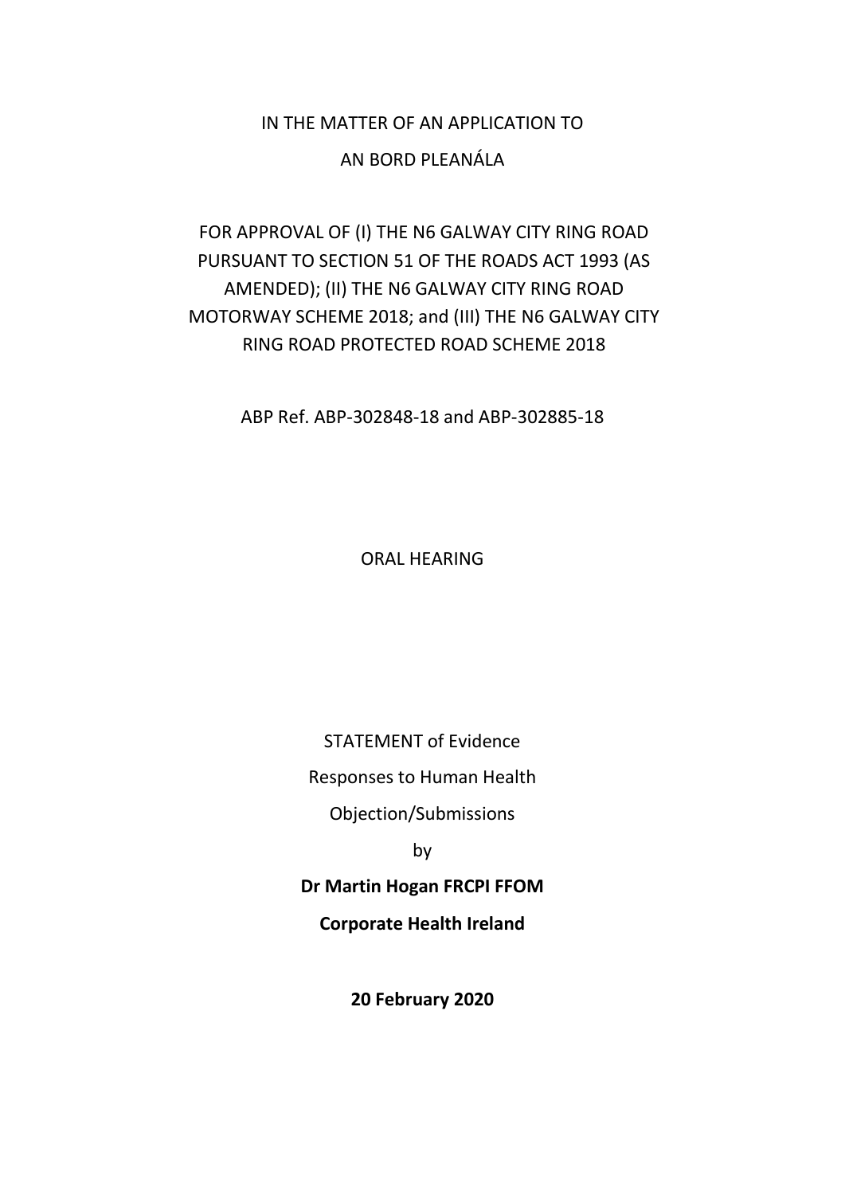IN THE MATTER OF AN APPLICATION TO

AN BORD PLEANÁLA

FOR APPROVAL OF (I) THE N6 GALWAY CITY RING ROAD PURSUANT TO SECTION 51 OF THE ROADS ACT 1993 (AS AMENDED); (II) THE N6 GALWAY CITY RING ROAD MOTORWAY SCHEME 2018; and (III) THE N6 GALWAY CITY RING ROAD PROTECTED ROAD SCHEME 2018

ABP Ref. ABP-302848-18 and ABP-302885-18

ORAL HEARING

STATEMENT of Evidence

Responses to Human Health

Objection/Submissions

by

**Dr Martin Hogan FRCPI FFOM**

**Corporate Health Ireland**

**20 February 2020**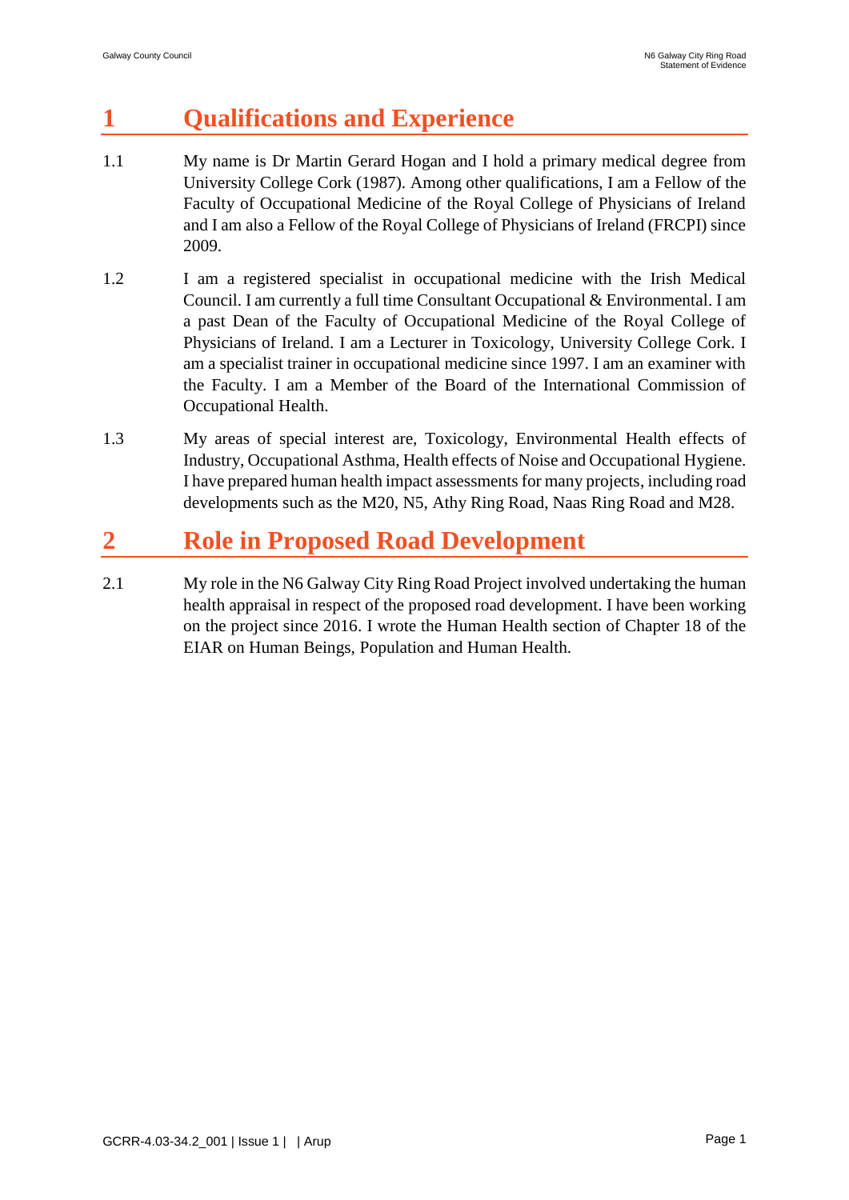# 1 Qualifications and Experience

1.1 My name is Dr Martin Gerard Hogan and I hold a primary medical degree from University College Cork (1987). Among other qualifications, I am a Fellow of the Faculty of Occupational Medicine of the Royal College of Physicians of Ireland and I am also a Fellow of the Royal College of Physicians of Ireland (FRCPI) since 2009.

1.2 I am a registered specialist in occupational medicine with the Irish Medical Council. I am currently a full time Consultant Occupational & Environmental. I am a past Dean of the Faculty of Occupational Medicine of the Royal College of Physicians of Ireland. I am a Lecturer in Toxicology, University College Cork. I am a specialist trainer in occupational medicine since 1997. I am an examiner with the Faculty. I am a Member of the Board of the International Commission of Occupational Health.

1.3 My areas of special interest are, Toxicology, Environmental Health effects of Industry, Occupational Asthma, Health effects of Noise and Occupational Hygiene. I have prepared human health impact assessments for many projects, including road developments such as the M20, N5, Athy Ring Road, Naas Ring Road and M28.

# 2 Role in Proposed Road Development

2.1 My role in the N6 Galway City Ring Road Project involved undertaking the human health appraisal in respect of the proposed road development. I have been working on the project since 2016. I wrote the Human Health section of Chapter 18 of the EIAR on Human Beings, Population and Human Health.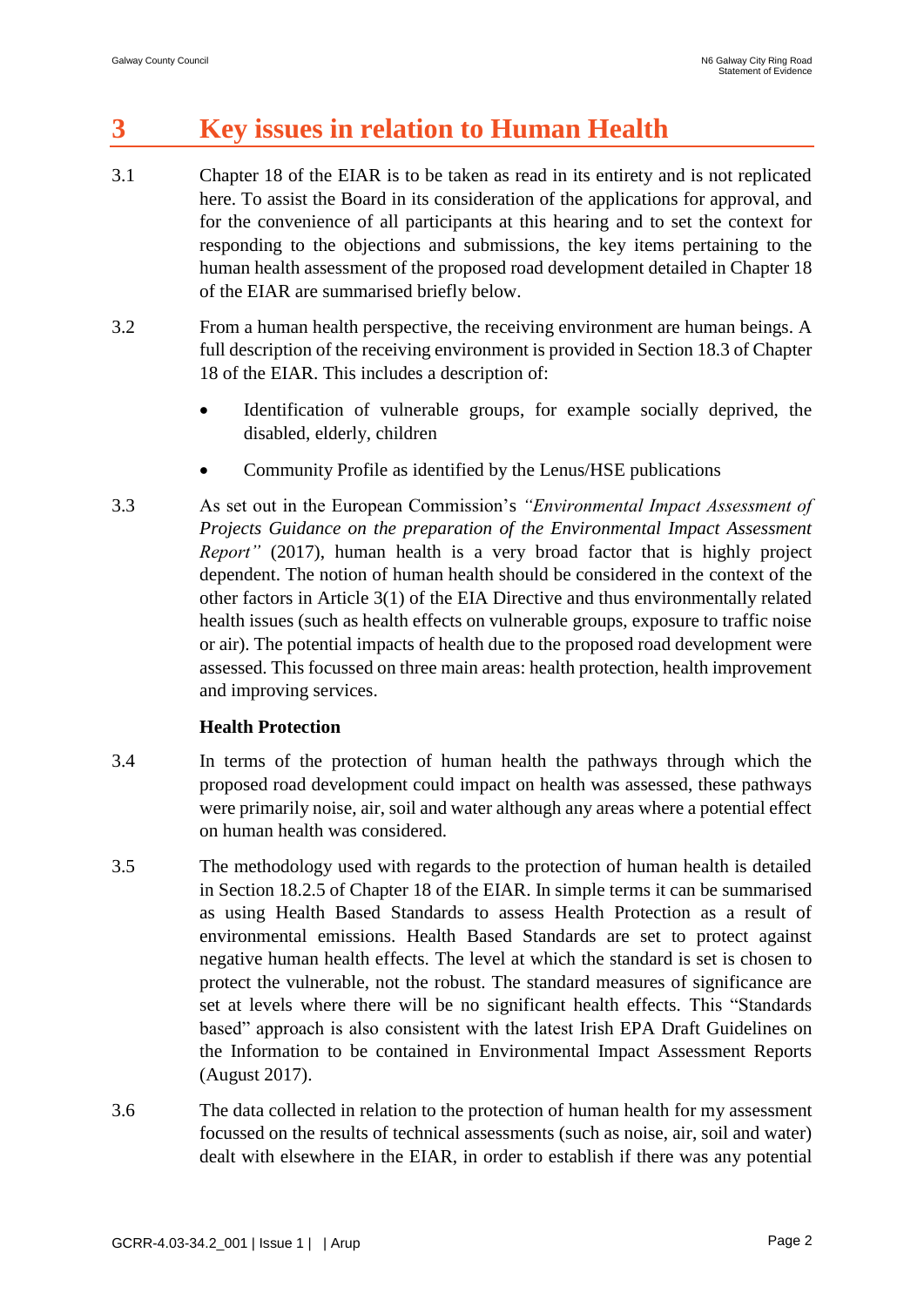# 3 Key issues in relation to Human Health

3.1 Chapter 18 of the EIAR is to be taken as read in its entirety and is not replicated here. To assist the Board in its consideration of the applications for approval, and for the convenience of all participants at this hearing and to set the context for responding to the objections and submissions, the key items pertaining to the human health assessment of the proposed road development detailed in Chapter 18 of the EIAR are summarised briefly below.

3.2 From a human health perspective, the receiving environment are human beings. A full description of the receiving environment is provided in Section 18.3 of Chapter 18 of the EIAR. This includes a description of:

- Identification of vulnerable groups, for example socially deprived, the disabled, elderly, children
- Community Profile as identified by the Lenus/HSE publications

3.3 As set out in the European Commission's *"Environmental Impact Assessment of Projects Guidance on the preparation of the Environmental Impact Assessment Report"* (2017), human health is a very broad factor that is highly project dependent. The notion of human health should be considered in the context of the other factors in Article 3(1) of the EIA Directive and thus environmentally related health issues (such as health effects on vulnerable groups, exposure to traffic noise or air). The potential impacts of health due to the proposed road development were assessed. This focussed on three main areas: health protection, health improvement and improving services.

**Health Protection**

3.4 In terms of the protection of human health the pathways through which the proposed road development could impact on health was assessed, these pathways were primarily noise, air, soil and water although any areas where a potential effect on human health was considered.

3.5 The methodology used with regards to the protection of human health is detailed in Section 18.2.5 of Chapter 18 of the EIAR. In simple terms it can be summarised as using Health Based Standards to assess Health Protection as a result of environmental emissions. Health Based Standards are set to protect against negative human health effects. The level at which the standard is set is chosen to protect the vulnerable, not the robust. The standard measures of significance are set at levels where there will be no significant health effects. This "Standards based" approach is also consistent with the latest Irish EPA Draft Guidelines on the Information to be contained in Environmental Impact Assessment Reports (August 2017).

3.6 The data collected in relation to the protection of human health for my assessment focussed on the results of technical assessments (such as noise, air, soil and water) dealt with elsewhere in the EIAR, in order to establish if there was any potential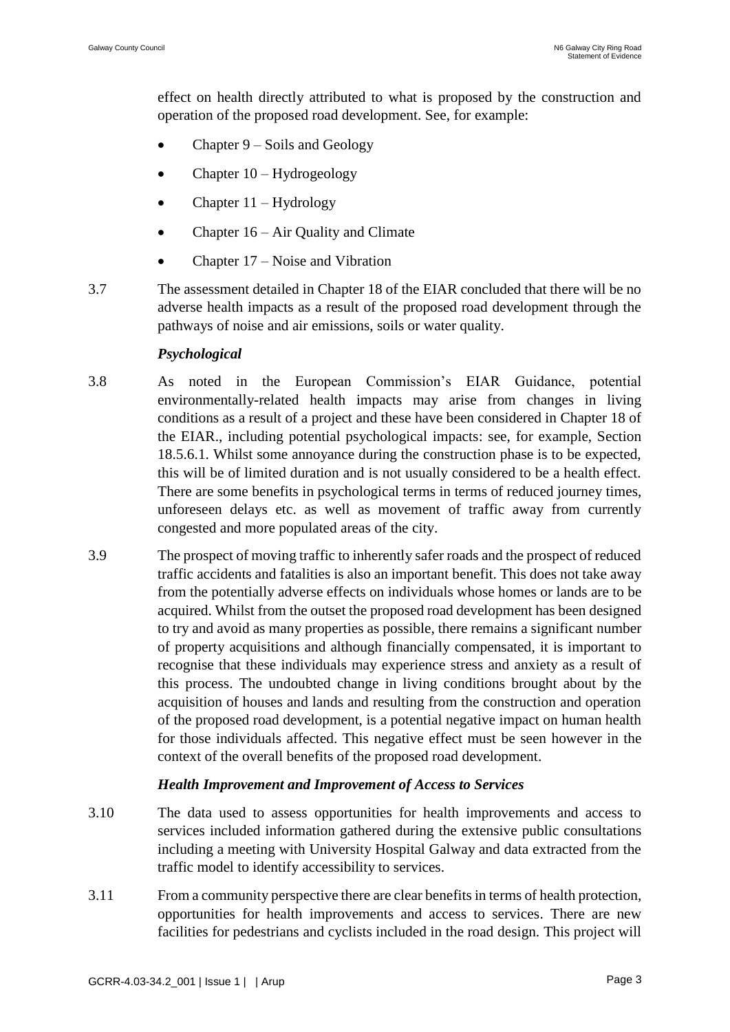effect on health directly attributed to what is proposed by the construction and operation of the proposed road development. See, for example:

- Chapter 9 – Soils and Geology
- Chapter 10 – Hydrogeology
- Chapter 11 – Hydrology
- Chapter 16 – Air Quality and Climate
- Chapter 17 – Noise and Vibration

3.7 The assessment detailed in Chapter 18 of the EIAR concluded that there will be no adverse health impacts as a result of the proposed road development through the pathways of noise and air emissions, soils or water quality.

***Psychological***

3.8 As noted in the European Commission's EIAR Guidance, potential environmentally-related health impacts may arise from changes in living conditions as a result of a project and these have been considered in Chapter 18 of the EIAR., including potential psychological impacts: see, for example, Section 18.5.6.1. Whilst some annoyance during the construction phase is to be expected, this will be of limited duration and is not usually considered to be a health effect. There are some benefits in psychological terms in terms of reduced journey times, unforeseen delays etc. as well as movement of traffic away from currently congested and more populated areas of the city.

3.9 The prospect of moving traffic to inherently safer roads and the prospect of reduced traffic accidents and fatalities is also an important benefit. This does not take away from the potentially adverse effects on individuals whose homes or lands are to be acquired. Whilst from the outset the proposed road development has been designed to try and avoid as many properties as possible, there remains a significant number of property acquisitions and although financially compensated, it is important to recognise that these individuals may experience stress and anxiety as a result of this process. The undoubted change in living conditions brought about by the acquisition of houses and lands and resulting from the construction and operation of the proposed road development, is a potential negative impact on human health for those individuals affected. This negative effect must be seen however in the context of the overall benefits of the proposed road development.

***Health Improvement and Improvement of Access to Services***

3.10 The data used to assess opportunities for health improvements and access to services included information gathered during the extensive public consultations including a meeting with University Hospital Galway and data extracted from the traffic model to identify accessibility to services.

3.11 From a community perspective there are clear benefits in terms of health protection, opportunities for health improvements and access to services. There are new facilities for pedestrians and cyclists included in the road design. This project will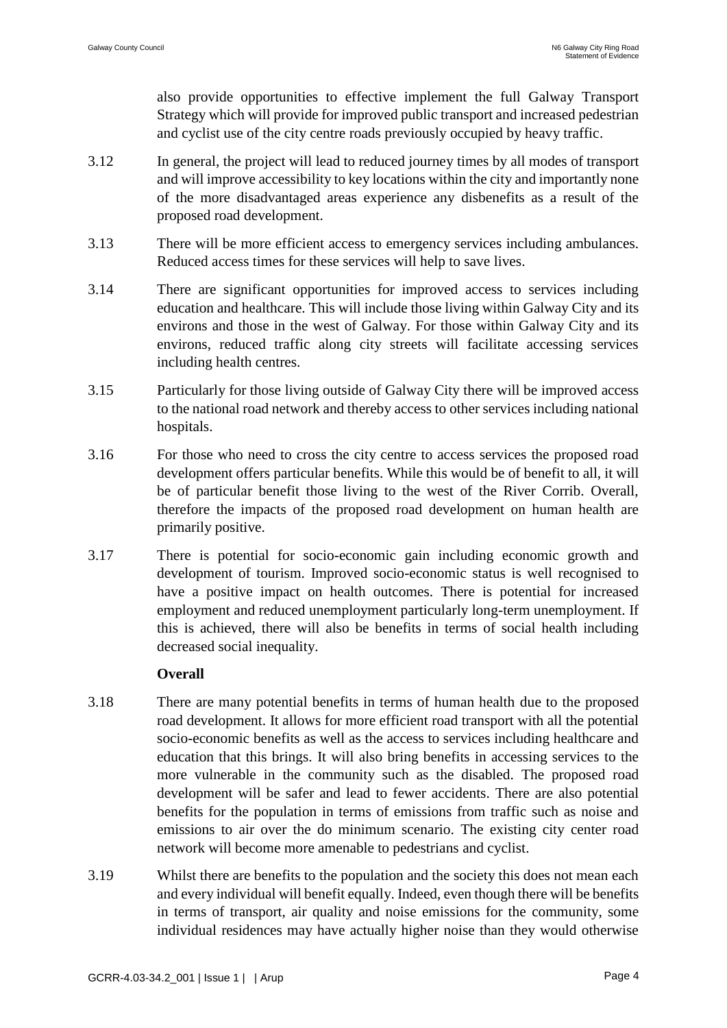also provide opportunities to effective implement the full Galway Transport Strategy which will provide for improved public transport and increased pedestrian and cyclist use of the city centre roads previously occupied by heavy traffic.

3.12 In general, the project will lead to reduced journey times by all modes of transport and will improve accessibility to key locations within the city and importantly none of the more disadvantaged areas experience any disbenefits as a result of the proposed road development.

3.13 There will be more efficient access to emergency services including ambulances. Reduced access times for these services will help to save lives.

3.14 There are significant opportunities for improved access to services including education and healthcare. This will include those living within Galway City and its environs and those in the west of Galway. For those within Galway City and its environs, reduced traffic along city streets will facilitate accessing services including health centres.

3.15 Particularly for those living outside of Galway City there will be improved access to the national road network and thereby access to other services including national hospitals.

3.16 For those who need to cross the city centre to access services the proposed road development offers particular benefits. While this would be of benefit to all, it will be of particular benefit those living to the west of the River Corrib. Overall, therefore the impacts of the proposed road development on human health are primarily positive.

3.17 There is potential for socio-economic gain including economic growth and development of tourism. Improved socio-economic status is well recognised to have a positive impact on health outcomes. There is potential for increased employment and reduced unemployment particularly long-term unemployment. If this is achieved, there will also be benefits in terms of social health including decreased social inequality.

**Overall**

3.18 There are many potential benefits in terms of human health due to the proposed road development. It allows for more efficient road transport with all the potential socio-economic benefits as well as the access to services including healthcare and education that this brings. It will also bring benefits in accessing services to the more vulnerable in the community such as the disabled. The proposed road development will be safer and lead to fewer accidents. There are also potential benefits for the population in terms of emissions from traffic such as noise and emissions to air over the do minimum scenario. The existing city center road network will become more amenable to pedestrians and cyclist.

3.19 Whilst there are benefits to the population and the society this does not mean each and every individual will benefit equally. Indeed, even though there will be benefits in terms of transport, air quality and noise emissions for the community, some individual residences may have actually higher noise than they would otherwise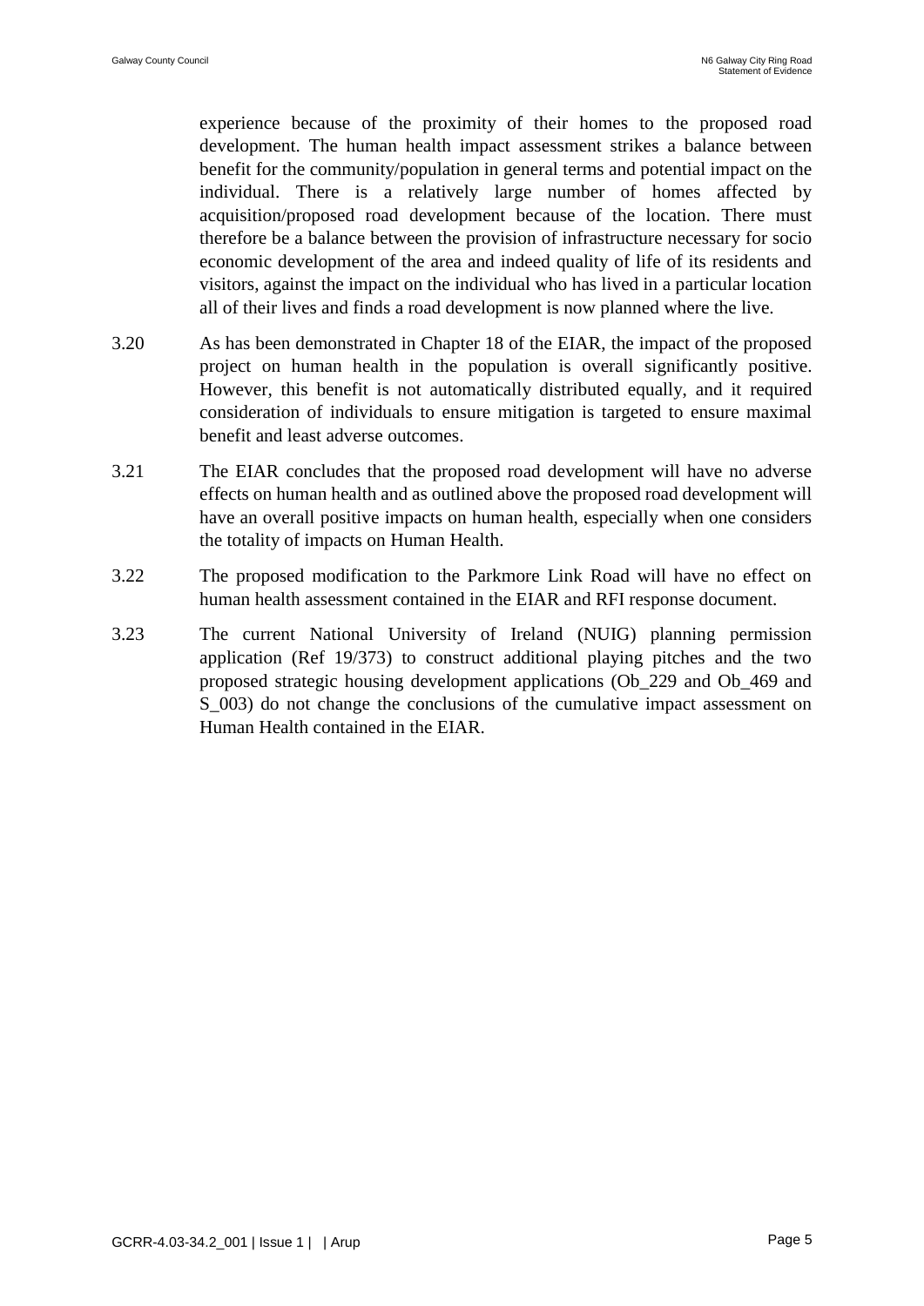experience because of the proximity of their homes to the proposed road development. The human health impact assessment strikes a balance between benefit for the community/population in general terms and potential impact on the individual. There is a relatively large number of homes affected by acquisition/proposed road development because of the location. There must therefore be a balance between the provision of infrastructure necessary for socio economic development of the area and indeed quality of life of its residents and visitors, against the impact on the individual who has lived in a particular location all of their lives and finds a road development is now planned where the live.

3.20 As has been demonstrated in Chapter 18 of the EIAR, the impact of the proposed project on human health in the population is overall significantly positive. However, this benefit is not automatically distributed equally, and it required consideration of individuals to ensure mitigation is targeted to ensure maximal benefit and least adverse outcomes.

3.21 The EIAR concludes that the proposed road development will have no adverse effects on human health and as outlined above the proposed road development will have an overall positive impacts on human health, especially when one considers the totality of impacts on Human Health.

3.22 The proposed modification to the Parkmore Link Road will have no effect on human health assessment contained in the EIAR and RFI response document.

3.23 The current National University of Ireland (NUIG) planning permission application (Ref 19/373) to construct additional playing pitches and the two proposed strategic housing development applications (Ob_229 and Ob_469 and S_003) do not change the conclusions of the cumulative impact assessment on Human Health contained in the EIAR.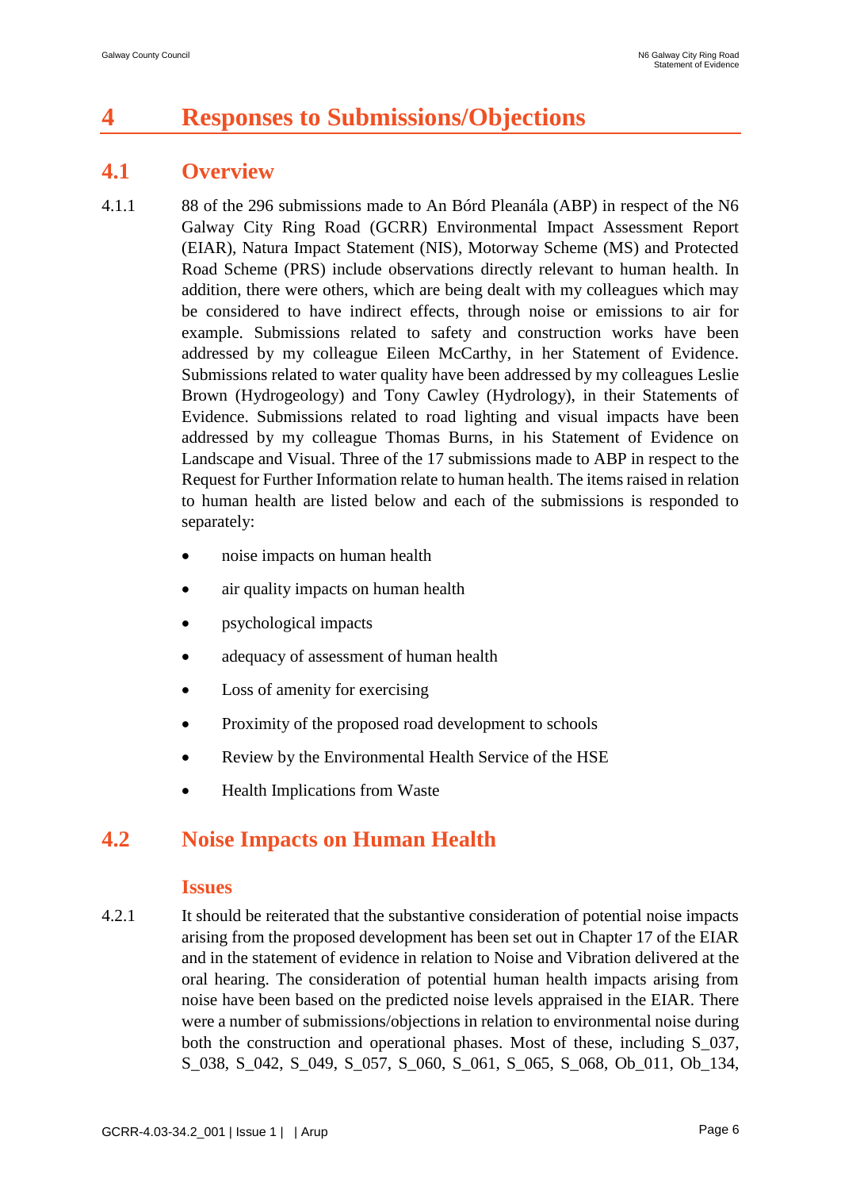# 4 Responses to Submissions/Objections

## 4.1 Overview

4.1.1 88 of the 296 submissions made to An Bórd Pleanála (ABP) in respect of the N6 Galway City Ring Road (GCRR) Environmental Impact Assessment Report (EIAR), Natura Impact Statement (NIS), Motorway Scheme (MS) and Protected Road Scheme (PRS) include observations directly relevant to human health. In addition, there were others, which are being dealt with my colleagues which may be considered to have indirect effects, through noise or emissions to air for example. Submissions related to safety and construction works have been addressed by my colleague Eileen McCarthy, in her Statement of Evidence. Submissions related to water quality have been addressed by my colleagues Leslie Brown (Hydrogeology) and Tony Cawley (Hydrology), in their Statements of Evidence. Submissions related to road lighting and visual impacts have been addressed by my colleague Thomas Burns, in his Statement of Evidence on Landscape and Visual. Three of the 17 submissions made to ABP in respect to the Request for Further Information relate to human health. The items raised in relation to human health are listed below and each of the submissions is responded to separately:

- noise impacts on human health
- air quality impacts on human health
- psychological impacts
- adequacy of assessment of human health
- Loss of amenity for exercising
- Proximity of the proposed road development to schools
- Review by the Environmental Health Service of the HSE
- Health Implications from Waste

## 4.2 Noise Impacts on Human Health

### Issues

4.2.1 It should be reiterated that the substantive consideration of potential noise impacts arising from the proposed development has been set out in Chapter 17 of the EIAR and in the statement of evidence in relation to Noise and Vibration delivered at the oral hearing. The consideration of potential human health impacts arising from noise have been based on the predicted noise levels appraised in the EIAR. There were a number of submissions/objections in relation to environmental noise during both the construction and operational phases. Most of these, including S_037, S_038, S_042, S_049, S_057, S_060, S_061, S_065, S_068, Ob_011, Ob_134,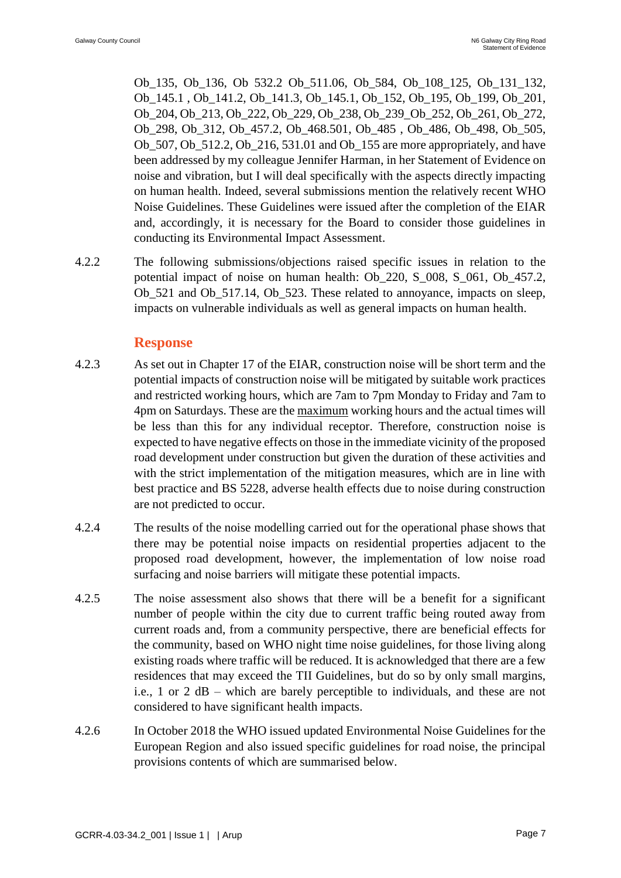Ob_135, Ob_136, Ob 532.2 Ob_511.06, Ob_584, Ob_108_125, Ob_131_132, Ob_145.1 , Ob_141.2, Ob_141.3, Ob_145.1, Ob_152, Ob_195, Ob_199, Ob_201, Ob_204, Ob_213, Ob_222, Ob_229, Ob_238, Ob_239_Ob_252, Ob_261, Ob_272, Ob_298, Ob_312, Ob_457.2, Ob_468.501, Ob_485 , Ob_486, Ob_498, Ob_505, Ob_507, Ob_512.2, Ob_216, 531.01 and Ob_155 are more appropriately, and have been addressed by my colleague Jennifer Harman, in her Statement of Evidence on noise and vibration, but I will deal specifically with the aspects directly impacting on human health. Indeed, several submissions mention the relatively recent WHO Noise Guidelines. These Guidelines were issued after the completion of the EIAR and, accordingly, it is necessary for the Board to consider those guidelines in conducting its Environmental Impact Assessment.

4.2.2 The following submissions/objections raised specific issues in relation to the potential impact of noise on human health: Ob_220, S_008, S_061, Ob_457.2, Ob_521 and Ob_517.14, Ob_523. These related to annoyance, impacts on sleep, impacts on vulnerable individuals as well as general impacts on human health.

### Response

4.2.3 As set out in Chapter 17 of the EIAR, construction noise will be short term and the potential impacts of construction noise will be mitigated by suitable work practices and restricted working hours, which are 7am to 7pm Monday to Friday and 7am to 4pm on Saturdays. These are the maximum working hours and the actual times will be less than this for any individual receptor. Therefore, construction noise is expected to have negative effects on those in the immediate vicinity of the proposed road development under construction but given the duration of these activities and with the strict implementation of the mitigation measures, which are in line with best practice and BS 5228, adverse health effects due to noise during construction are not predicted to occur.

4.2.4 The results of the noise modelling carried out for the operational phase shows that there may be potential noise impacts on residential properties adjacent to the proposed road development, however, the implementation of low noise road surfacing and noise barriers will mitigate these potential impacts.

4.2.5 The noise assessment also shows that there will be a benefit for a significant number of people within the city due to current traffic being routed away from current roads and, from a community perspective, there are beneficial effects for the community, based on WHO night time noise guidelines, for those living along existing roads where traffic will be reduced. It is acknowledged that there are a few residences that may exceed the TII Guidelines, but do so by only small margins, i.e., 1 or 2 dB – which are barely perceptible to individuals, and these are not considered to have significant health impacts.

4.2.6 In October 2018 the WHO issued updated Environmental Noise Guidelines for the European Region and also issued specific guidelines for road noise, the principal provisions contents of which are summarised below.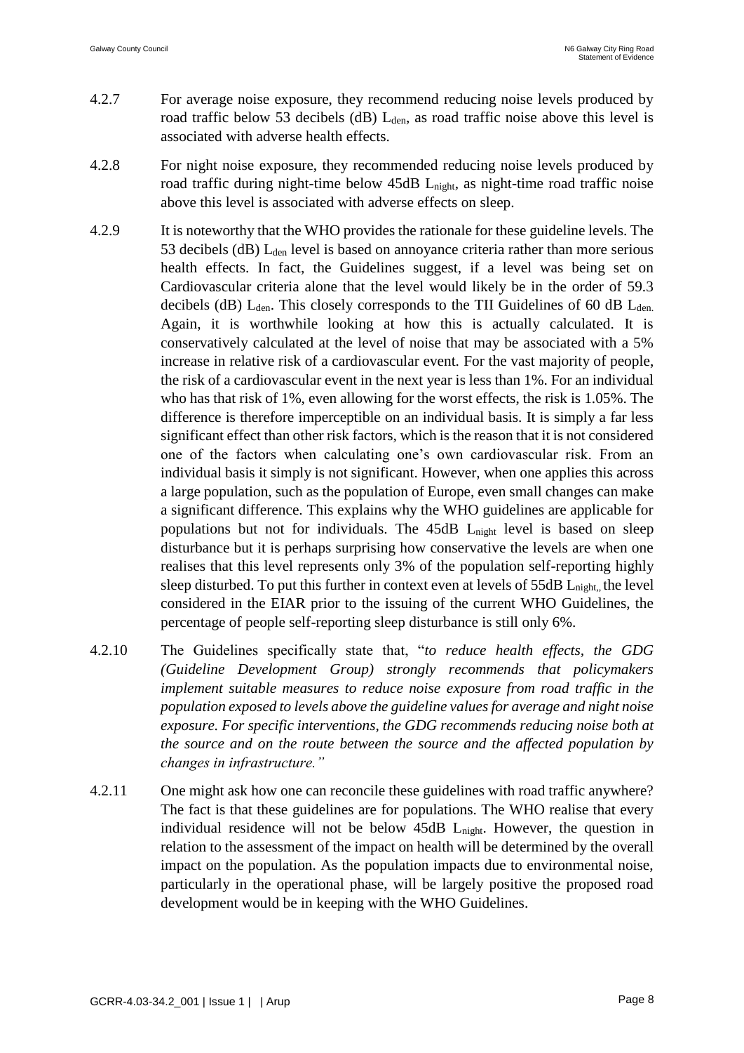4.2.7 For average noise exposure, they recommend reducing noise levels produced by road traffic below 53 decibels (dB) $L_{den}$, as road traffic noise above this level is associated with adverse health effects.

4.2.8 For night noise exposure, they recommended reducing noise levels produced by road traffic during night-time below 45dB $L_{night}$, as night-time road traffic noise above this level is associated with adverse effects on sleep.

4.2.9 It is noteworthy that the WHO provides the rationale for these guideline levels. The 53 decibels (dB) $L_{den}$ level is based on annoyance criteria rather than more serious health effects. In fact, the Guidelines suggest, if a level was being set on Cardiovascular criteria alone that the level would likely be in the order of 59.3 decibels (dB) $L_{den}$. This closely corresponds to the TII Guidelines of 60 dB $L_{den.}$ Again, it is worthwhile looking at how this is actually calculated. It is conservatively calculated at the level of noise that may be associated with a 5% increase in relative risk of a cardiovascular event. For the vast majority of people, the risk of a cardiovascular event in the next year is less than 1%. For an individual who has that risk of 1%, even allowing for the worst effects, the risk is 1.05%. The difference is therefore imperceptible on an individual basis. It is simply a far less significant effect than other risk factors, which is the reason that it is not considered one of the factors when calculating one's own cardiovascular risk. From an individual basis it simply is not significant. However, when one applies this across a large population, such as the population of Europe, even small changes can make a significant difference. This explains why the WHO guidelines are applicable for populations but not for individuals. The 45dB $L_{night}$ level is based on sleep disturbance but it is perhaps surprising how conservative the levels are when one realises that this level represents only 3% of the population self-reporting highly sleep disturbed. To put this further in context even at levels of 55dB $L_{night,}$, the level considered in the EIAR prior to the issuing of the current WHO Guidelines, the percentage of people self-reporting sleep disturbance is still only 6%.

4.2.10 The Guidelines specifically state that, "*to reduce health effects, the GDG (Guideline Development Group) strongly recommends that policymakers implement suitable measures to reduce noise exposure from road traffic in the population exposed to levels above the guideline values for average and night noise exposure. For specific interventions, the GDG recommends reducing noise both at the source and on the route between the source and the affected population by changes in infrastructure.*"

4.2.11 One might ask how one can reconcile these guidelines with road traffic anywhere? The fact is that these guidelines are for populations. The WHO realise that every individual residence will not be below 45dB $L_{night}$. However, the question in relation to the assessment of the impact on health will be determined by the overall impact on the population. As the population impacts due to environmental noise, particularly in the operational phase, will be largely positive the proposed road development would be in keeping with the WHO Guidelines.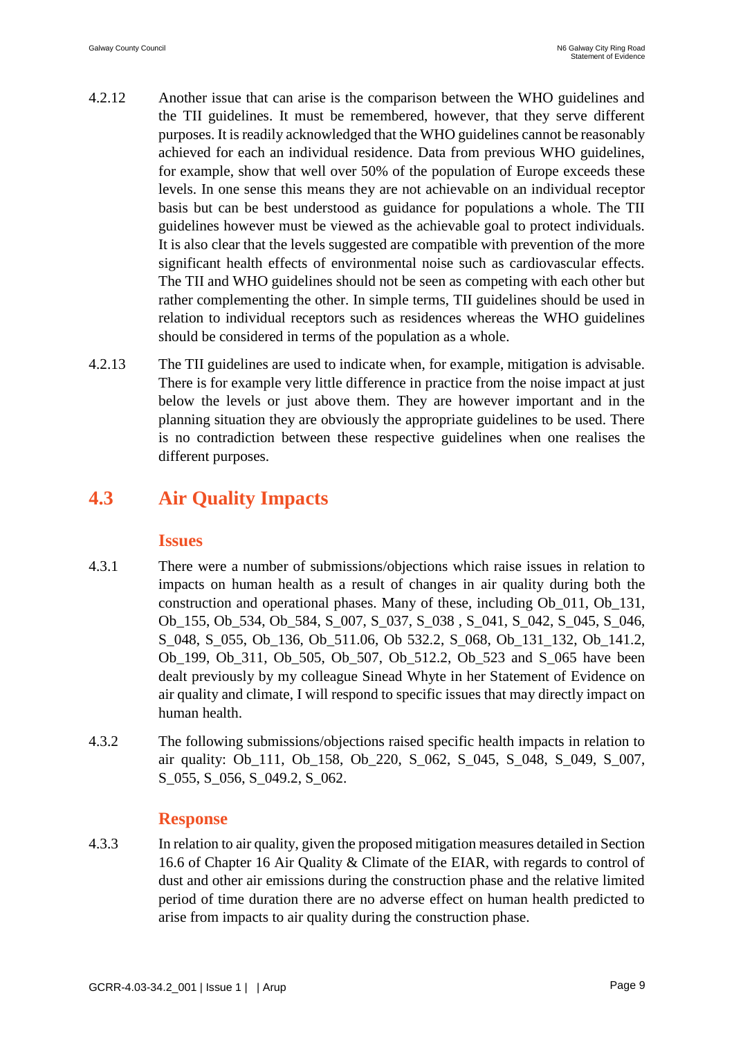4.2.12 Another issue that can arise is the comparison between the WHO guidelines and the TII guidelines. It must be remembered, however, that they serve different purposes. It is readily acknowledged that the WHO guidelines cannot be reasonably achieved for each an individual residence. Data from previous WHO guidelines, for example, show that well over 50% of the population of Europe exceeds these levels. In one sense this means they are not achievable on an individual receptor basis but can be best understood as guidance for populations a whole. The TII guidelines however must be viewed as the achievable goal to protect individuals. It is also clear that the levels suggested are compatible with prevention of the more significant health effects of environmental noise such as cardiovascular effects. The TII and WHO guidelines should not be seen as competing with each other but rather complementing the other. In simple terms, TII guidelines should be used in relation to individual receptors such as residences whereas the WHO guidelines should be considered in terms of the population as a whole.

4.2.13 The TII guidelines are used to indicate when, for example, mitigation is advisable. There is for example very little difference in practice from the noise impact at just below the levels or just above them. They are however important and in the planning situation they are obviously the appropriate guidelines to be used. There is no contradiction between these respective guidelines when one realises the different purposes.

## 4.3 Air Quality Impacts

### Issues

4.3.1 There were a number of submissions/objections which raise issues in relation to impacts on human health as a result of changes in air quality during both the construction and operational phases. Many of these, including Ob_011, Ob_131, Ob_155, Ob_534, Ob_584, S_007, S_037, S_038 , S_041, S_042, S_045, S_046, S_048, S_055, Ob_136, Ob_511.06, Ob 532.2, S_068, Ob_131_132, Ob_141.2, Ob_199, Ob_311, Ob_505, Ob_507, Ob_512.2, Ob_523 and S_065 have been dealt previously by my colleague Sinead Whyte in her Statement of Evidence on air quality and climate, I will respond to specific issues that may directly impact on human health.

4.3.2 The following submissions/objections raised specific health impacts in relation to air quality: Ob_111, Ob_158, Ob_220, S_062, S_045, S_048, S_049, S_007, S_055, S_056, S_049.2, S_062.

### Response

4.3.3 In relation to air quality, given the proposed mitigation measures detailed in Section 16.6 of Chapter 16 Air Quality & Climate of the EIAR, with regards to control of dust and other air emissions during the construction phase and the relative limited period of time duration there are no adverse effect on human health predicted to arise from impacts to air quality during the construction phase.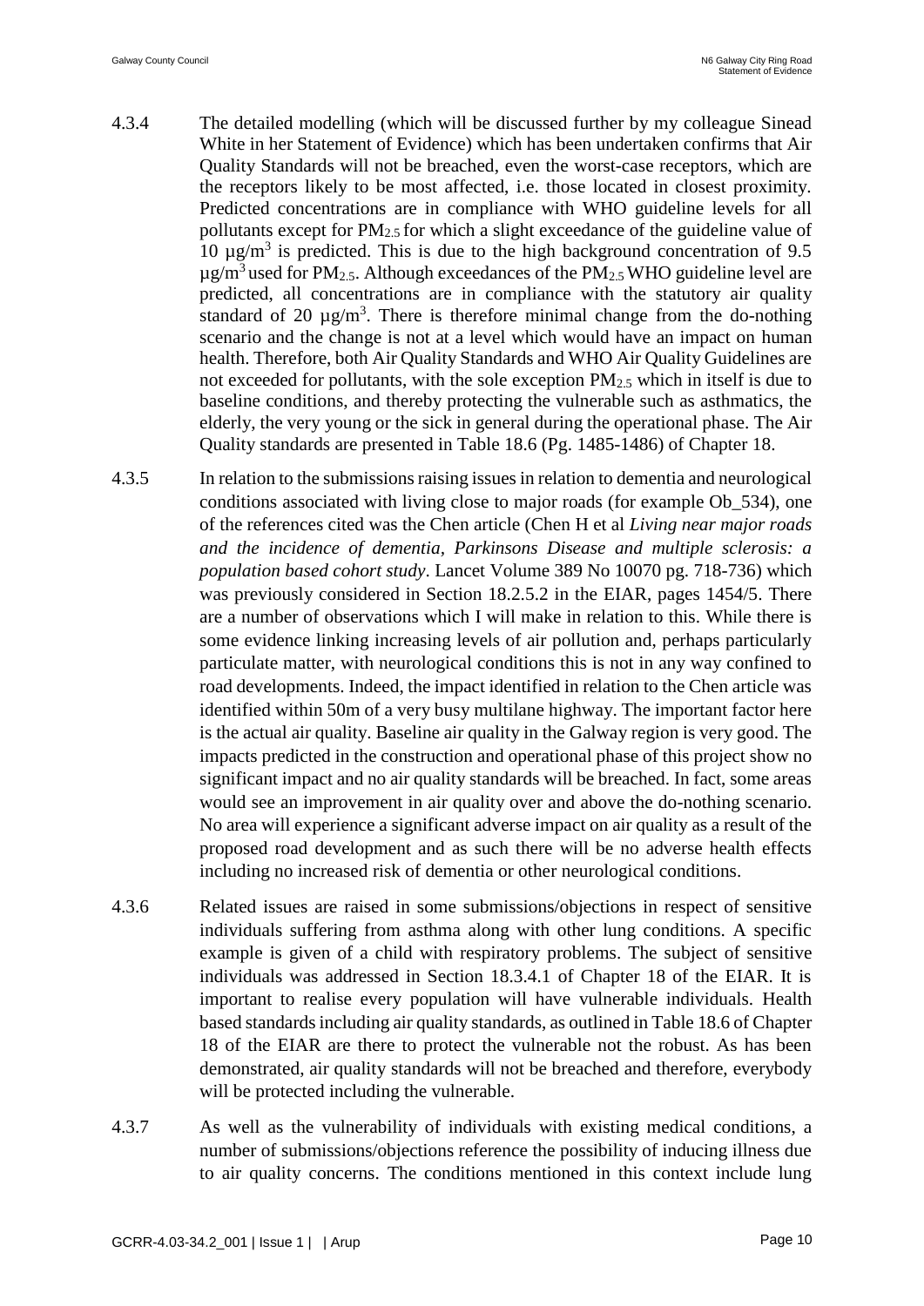4.3.4 The detailed modelling (which will be discussed further by my colleague Sinead White in her Statement of Evidence) which has been undertaken confirms that Air Quality Standards will not be breached, even the worst-case receptors, which are the receptors likely to be most affected, i.e. those located in closest proximity. Predicted concentrations are in compliance with WHO guideline levels for all pollutants except for $PM_{2.5}$ for which a slight exceedance of the guideline value of 10 $\mu g/m^3$ is predicted. This is due to the high background concentration of 9.5 $\mu g/m^3$ used for $PM_{2.5}$. Although exceedances of the $PM_{2.5}$ WHO guideline level are predicted, all concentrations are in compliance with the statutory air quality standard of 20 $\mu g/m^3$. There is therefore minimal change from the do-nothing scenario and the change is not at a level which would have an impact on human health. Therefore, both Air Quality Standards and WHO Air Quality Guidelines are not exceeded for pollutants, with the sole exception $PM_{2.5}$ which in itself is due to baseline conditions, and thereby protecting the vulnerable such as asthmatics, the elderly, the very young or the sick in general during the operational phase. The Air Quality standards are presented in Table 18.6 (Pg. 1485-1486) of Chapter 18.

4.3.5 In relation to the submissions raising issues in relation to dementia and neurological conditions associated with living close to major roads (for example Ob_534), one of the references cited was the Chen article (Chen H et al *Living near major roads and the incidence of dementia, Parkinsons Disease and multiple sclerosis: a population based cohort study*. Lancet Volume 389 No 10070 pg. 718-736) which was previously considered in Section 18.2.5.2 in the EIAR, pages 1454/5. There are a number of observations which I will make in relation to this. While there is some evidence linking increasing levels of air pollution and, perhaps particularly particulate matter, with neurological conditions this is not in any way confined to road developments. Indeed, the impact identified in relation to the Chen article was identified within 50m of a very busy multilane highway. The important factor here is the actual air quality. Baseline air quality in the Galway region is very good. The impacts predicted in the construction and operational phase of this project show no significant impact and no air quality standards will be breached. In fact, some areas would see an improvement in air quality over and above the do-nothing scenario. No area will experience a significant adverse impact on air quality as a result of the proposed road development and as such there will be no adverse health effects including no increased risk of dementia or other neurological conditions.

4.3.6 Related issues are raised in some submissions/objections in respect of sensitive individuals suffering from asthma along with other lung conditions. A specific example is given of a child with respiratory problems. The subject of sensitive individuals was addressed in Section 18.3.4.1 of Chapter 18 of the EIAR. It is important to realise every population will have vulnerable individuals. Health based standards including air quality standards, as outlined in Table 18.6 of Chapter 18 of the EIAR are there to protect the vulnerable not the robust. As has been demonstrated, air quality standards will not be breached and therefore, everybody will be protected including the vulnerable.

4.3.7 As well as the vulnerability of individuals with existing medical conditions, a number of submissions/objections reference the possibility of inducing illness due to air quality concerns. The conditions mentioned in this context include lung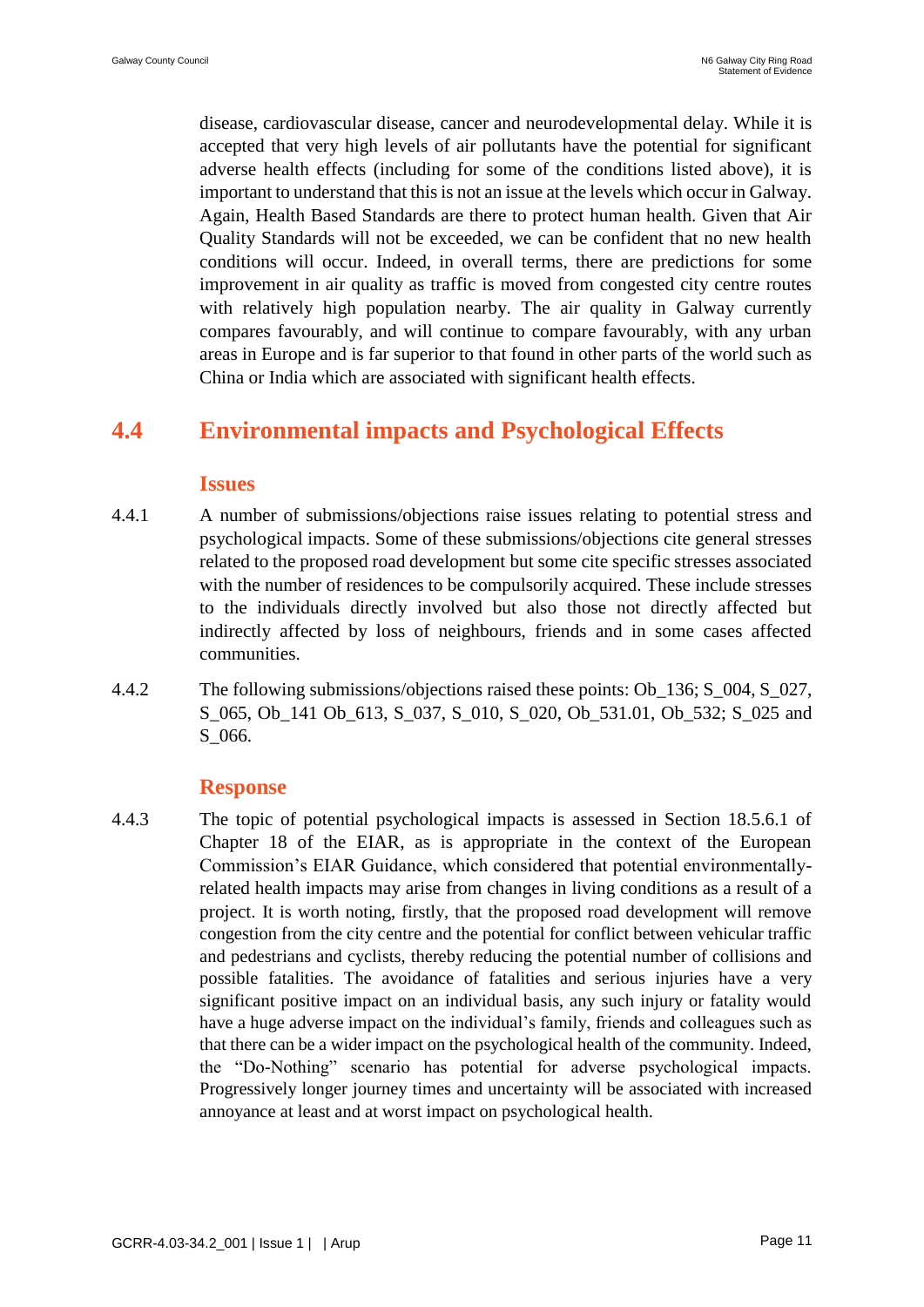disease, cardiovascular disease, cancer and neurodevelopmental delay. While it is accepted that very high levels of air pollutants have the potential for significant adverse health effects (including for some of the conditions listed above), it is important to understand that this is not an issue at the levels which occur in Galway. Again, Health Based Standards are there to protect human health. Given that Air Quality Standards will not be exceeded, we can be confident that no new health conditions will occur. Indeed, in overall terms, there are predictions for some improvement in air quality as traffic is moved from congested city centre routes with relatively high population nearby. The air quality in Galway currently compares favourably, and will continue to compare favourably, with any urban areas in Europe and is far superior to that found in other parts of the world such as China or India which are associated with significant health effects.

## 4.4 Environmental impacts and Psychological Effects

### Issues

4.4.1 A number of submissions/objections raise issues relating to potential stress and psychological impacts. Some of these submissions/objections cite general stresses related to the proposed road development but some cite specific stresses associated with the number of residences to be compulsorily acquired. These include stresses to the individuals directly involved but also those not directly affected but indirectly affected by loss of neighbours, friends and in some cases affected communities.

4.4.2 The following submissions/objections raised these points: Ob_136; S_004, S_027, S_065, Ob_141 Ob_613, S_037, S_010, S_020, Ob_531.01, Ob_532; S_025 and S_066.

### Response

4.4.3 The topic of potential psychological impacts is assessed in Section 18.5.6.1 of Chapter 18 of the EIAR, as is appropriate in the context of the European Commission's EIAR Guidance, which considered that potential environmentally-related health impacts may arise from changes in living conditions as a result of a project. It is worth noting, firstly, that the proposed road development will remove congestion from the city centre and the potential for conflict between vehicular traffic and pedestrians and cyclists, thereby reducing the potential number of collisions and possible fatalities. The avoidance of fatalities and serious injuries have a very significant positive impact on an individual basis, any such injury or fatality would have a huge adverse impact on the individual's family, friends and colleagues such as that there can be a wider impact on the psychological health of the community. Indeed, the "Do-Nothing" scenario has potential for adverse psychological impacts. Progressively longer journey times and uncertainty will be associated with increased annoyance at least and at worst impact on psychological health.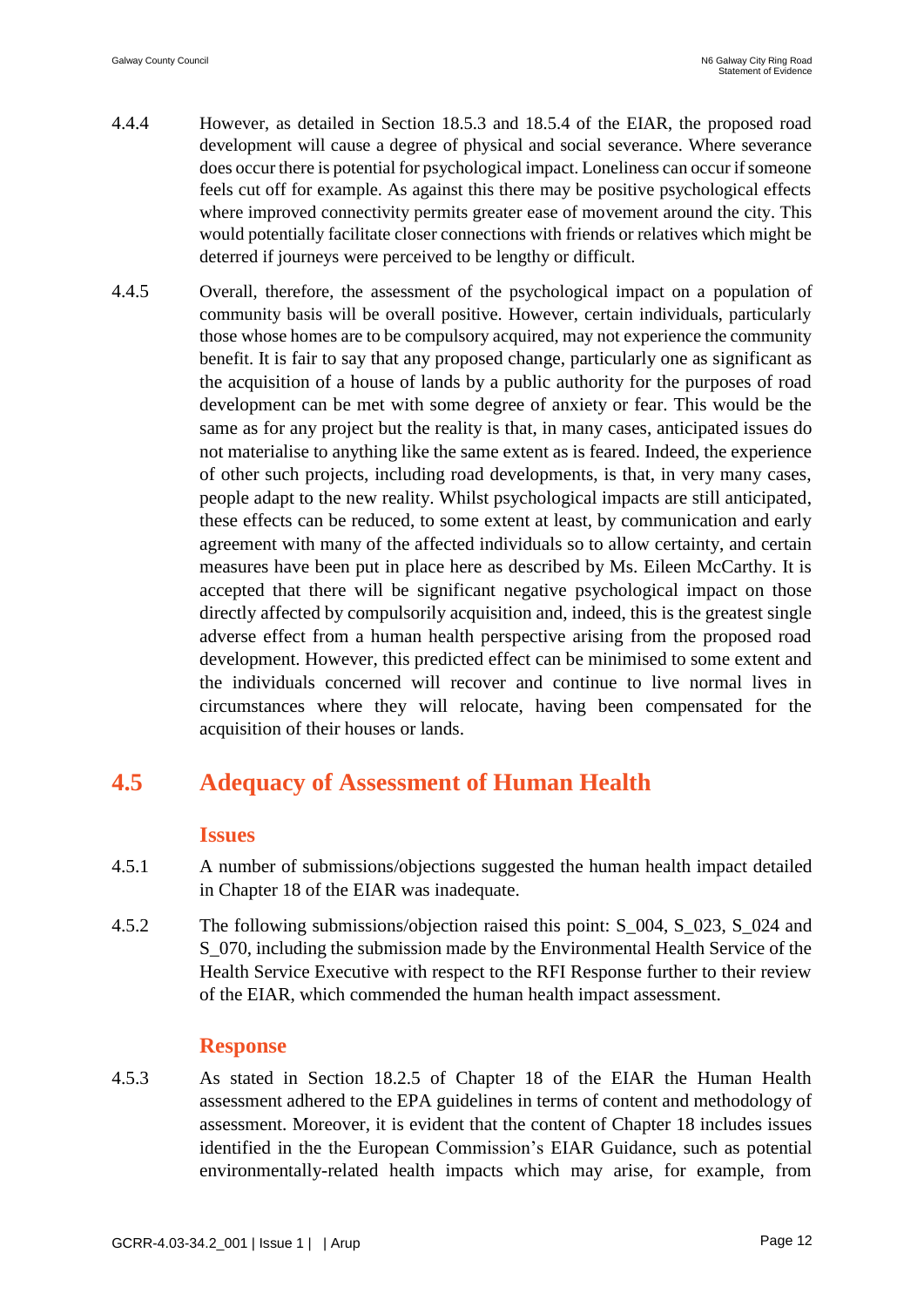4.4.4 However, as detailed in Section 18.5.3 and 18.5.4 of the EIAR, the proposed road development will cause a degree of physical and social severance. Where severance does occur there is potential for psychological impact. Loneliness can occur if someone feels cut off for example. As against this there may be positive psychological effects where improved connectivity permits greater ease of movement around the city. This would potentially facilitate closer connections with friends or relatives which might be deterred if journeys were perceived to be lengthy or difficult.

4.4.5 Overall, therefore, the assessment of the psychological impact on a population of community basis will be overall positive. However, certain individuals, particularly those whose homes are to be compulsory acquired, may not experience the community benefit. It is fair to say that any proposed change, particularly one as significant as the acquisition of a house of lands by a public authority for the purposes of road development can be met with some degree of anxiety or fear. This would be the same as for any project but the reality is that, in many cases, anticipated issues do not materialise to anything like the same extent as is feared. Indeed, the experience of other such projects, including road developments, is that, in very many cases, people adapt to the new reality. Whilst psychological impacts are still anticipated, these effects can be reduced, to some extent at least, by communication and early agreement with many of the affected individuals so to allow certainty, and certain measures have been put in place here as described by Ms. Eileen McCarthy. It is accepted that there will be significant negative psychological impact on those directly affected by compulsorily acquisition and, indeed, this is the greatest single adverse effect from a human health perspective arising from the proposed road development. However, this predicted effect can be minimised to some extent and the individuals concerned will recover and continue to live normal lives in circumstances where they will relocate, having been compensated for the acquisition of their houses or lands.

## 4.5 Adequacy of Assessment of Human Health

### Issues

4.5.1 A number of submissions/objections suggested the human health impact detailed in Chapter 18 of the EIAR was inadequate.

4.5.2 The following submissions/objection raised this point: S_004, S_023, S_024 and S_070, including the submission made by the Environmental Health Service of the Health Service Executive with respect to the RFI Response further to their review of the EIAR, which commended the human health impact assessment.

### Response

4.5.3 As stated in Section 18.2.5 of Chapter 18 of the EIAR the Human Health assessment adhered to the EPA guidelines in terms of content and methodology of assessment. Moreover, it is evident that the content of Chapter 18 includes issues identified in the the European Commission's EIAR Guidance, such as potential environmentally-related health impacts which may arise, for example, from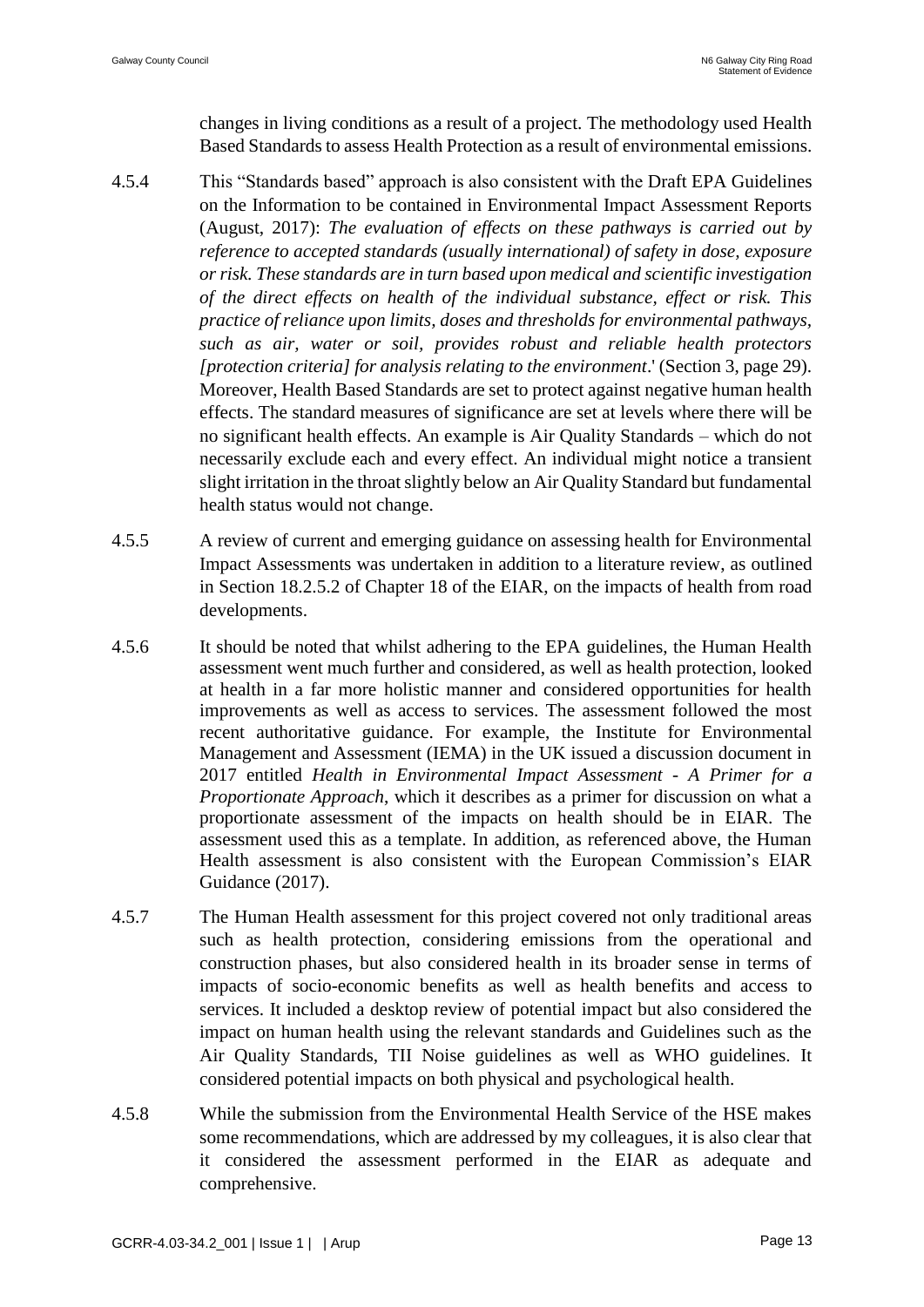changes in living conditions as a result of a project. The methodology used Health Based Standards to assess Health Protection as a result of environmental emissions.

4.5.4 This "Standards based" approach is also consistent with the Draft EPA Guidelines on the Information to be contained in Environmental Impact Assessment Reports (August, 2017): *The evaluation of effects on these pathways is carried out by reference to accepted standards (usually international) of safety in dose, exposure or risk. These standards are in turn based upon medical and scientific investigation of the direct effects on health of the individual substance, effect or risk. This practice of reliance upon limits, doses and thresholds for environmental pathways, such as air, water or soil, provides robust and reliable health protectors [protection criteria] for analysis relating to the environment*.' (Section 3, page 29). Moreover, Health Based Standards are set to protect against negative human health effects. The standard measures of significance are set at levels where there will be no significant health effects. An example is Air Quality Standards – which do not necessarily exclude each and every effect. An individual might notice a transient slight irritation in the throat slightly below an Air Quality Standard but fundamental health status would not change.

4.5.5 A review of current and emerging guidance on assessing health for Environmental Impact Assessments was undertaken in addition to a literature review, as outlined in Section 18.2.5.2 of Chapter 18 of the EIAR, on the impacts of health from road developments.

4.5.6 It should be noted that whilst adhering to the EPA guidelines, the Human Health assessment went much further and considered, as well as health protection, looked at health in a far more holistic manner and considered opportunities for health improvements as well as access to services. The assessment followed the most recent authoritative guidance. For example, the Institute for Environmental Management and Assessment (IEMA) in the UK issued a discussion document in 2017 entitled *Health in Environmental Impact Assessment - A Primer for a Proportionate Approach*, which it describes as a primer for discussion on what a proportionate assessment of the impacts on health should be in EIAR. The assessment used this as a template. In addition, as referenced above, the Human Health assessment is also consistent with the European Commission's EIAR Guidance (2017).

4.5.7 The Human Health assessment for this project covered not only traditional areas such as health protection, considering emissions from the operational and construction phases, but also considered health in its broader sense in terms of impacts of socio-economic benefits as well as health benefits and access to services. It included a desktop review of potential impact but also considered the impact on human health using the relevant standards and Guidelines such as the Air Quality Standards, TII Noise guidelines as well as WHO guidelines. It considered potential impacts on both physical and psychological health.

4.5.8 While the submission from the Environmental Health Service of the HSE makes some recommendations, which are addressed by my colleagues, it is also clear that it considered the assessment performed in the EIAR as adequate and comprehensive.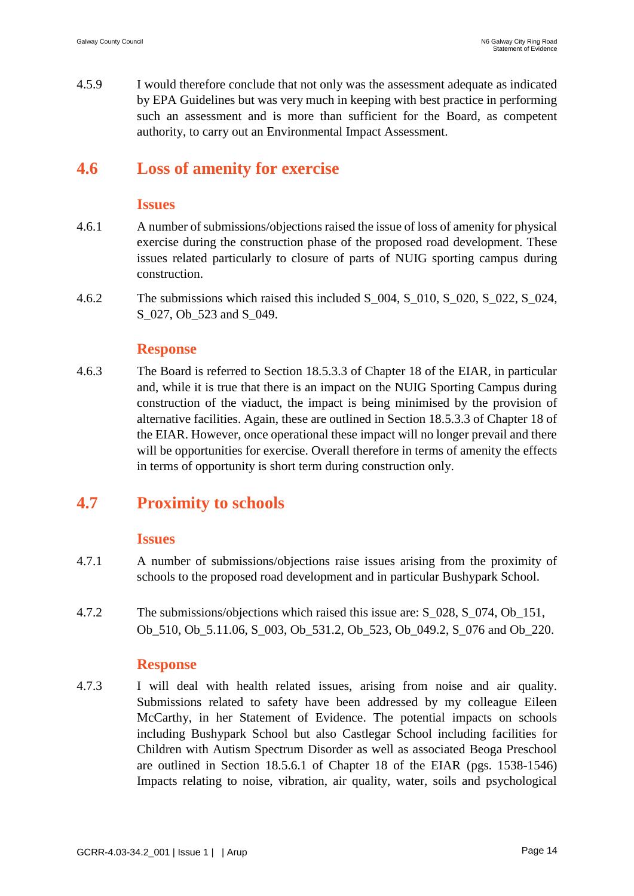4.5.9 I would therefore conclude that not only was the assessment adequate as indicated by EPA Guidelines but was very much in keeping with best practice in performing such an assessment and is more than sufficient for the Board, as competent authority, to carry out an Environmental Impact Assessment.

## 4.6 Loss of amenity for exercise

### Issues

4.6.1 A number of submissions/objections raised the issue of loss of amenity for physical exercise during the construction phase of the proposed road development. These issues related particularly to closure of parts of NUIG sporting campus during construction.

4.6.2 The submissions which raised this included S_004, S_010, S_020, S_022, S_024, S_027, Ob_523 and S_049.

### Response

4.6.3 The Board is referred to Section 18.5.3.3 of Chapter 18 of the EIAR, in particular and, while it is true that there is an impact on the NUIG Sporting Campus during construction of the viaduct, the impact is being minimised by the provision of alternative facilities. Again, these are outlined in Section 18.5.3.3 of Chapter 18 of the EIAR. However, once operational these impact will no longer prevail and there will be opportunities for exercise. Overall therefore in terms of amenity the effects in terms of opportunity is short term during construction only.

## 4.7 Proximity to schools

### Issues

4.7.1 A number of submissions/objections raise issues arising from the proximity of schools to the proposed road development and in particular Bushypark School.

4.7.2 The submissions/objections which raised this issue are: S_028, S_074, Ob_151, Ob_510, Ob_5.11.06, S_003, Ob_531.2, Ob_523, Ob_049.2, S_076 and Ob_220.

### Response

4.7.3 I will deal with health related issues, arising from noise and air quality. Submissions related to safety have been addressed by my colleague Eileen McCarthy, in her Statement of Evidence. The potential impacts on schools including Bushypark School but also Castlegar School including facilities for Children with Autism Spectrum Disorder as well as associated Beoga Preschool are outlined in Section 18.5.6.1 of Chapter 18 of the EIAR (pgs. 1538-1546) Impacts relating to noise, vibration, air quality, water, soils and psychological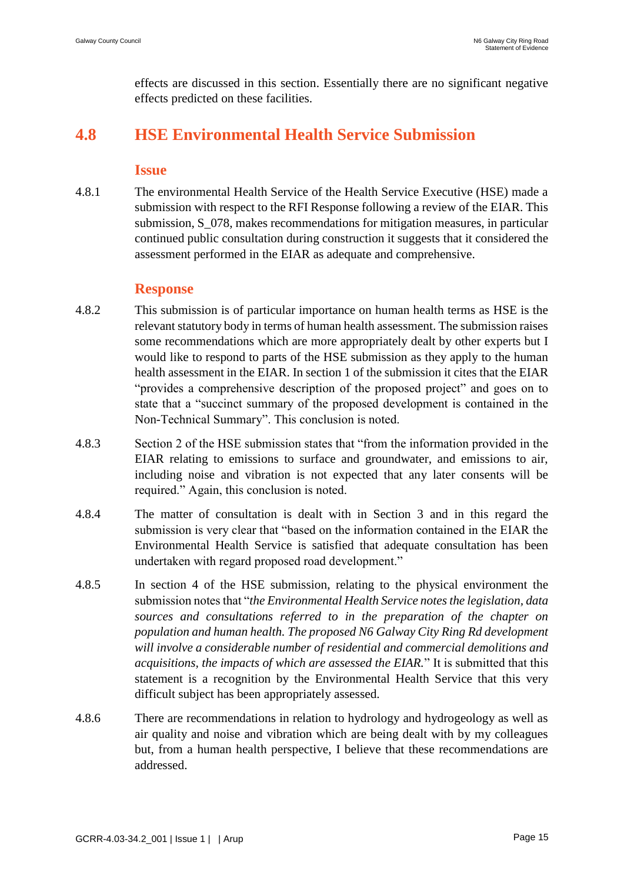effects are discussed in this section. Essentially there are no significant negative effects predicted on these facilities.

## 4.8 HSE Environmental Health Service Submission

### Issue

4.8.1 The environmental Health Service of the Health Service Executive (HSE) made a submission with respect to the RFI Response following a review of the EIAR. This submission, S_078, makes recommendations for mitigation measures, in particular continued public consultation during construction it suggests that it considered the assessment performed in the EIAR as adequate and comprehensive.

### Response

4.8.2 This submission is of particular importance on human health terms as HSE is the relevant statutory body in terms of human health assessment. The submission raises some recommendations which are more appropriately dealt by other experts but I would like to respond to parts of the HSE submission as they apply to the human health assessment in the EIAR. In section 1 of the submission it cites that the EIAR "provides a comprehensive description of the proposed project" and goes on to state that a "succinct summary of the proposed development is contained in the Non-Technical Summary". This conclusion is noted.

4.8.3 Section 2 of the HSE submission states that "from the information provided in the EIAR relating to emissions to surface and groundwater, and emissions to air, including noise and vibration is not expected that any later consents will be required." Again, this conclusion is noted.

4.8.4 The matter of consultation is dealt with in Section 3 and in this regard the submission is very clear that "based on the information contained in the EIAR the Environmental Health Service is satisfied that adequate consultation has been undertaken with regard proposed road development."

4.8.5 In section 4 of the HSE submission, relating to the physical environment the submission notes that "*the Environmental Health Service notes the legislation, data sources and consultations referred to in the preparation of the chapter on population and human health. The proposed N6 Galway City Ring Rd development will involve a considerable number of residential and commercial demolitions and acquisitions, the impacts of which are assessed the EIAR.*" It is submitted that this statement is a recognition by the Environmental Health Service that this very difficult subject has been appropriately assessed.

4.8.6 There are recommendations in relation to hydrology and hydrogeology as well as air quality and noise and vibration which are being dealt with by my colleagues but, from a human health perspective, I believe that these recommendations are addressed.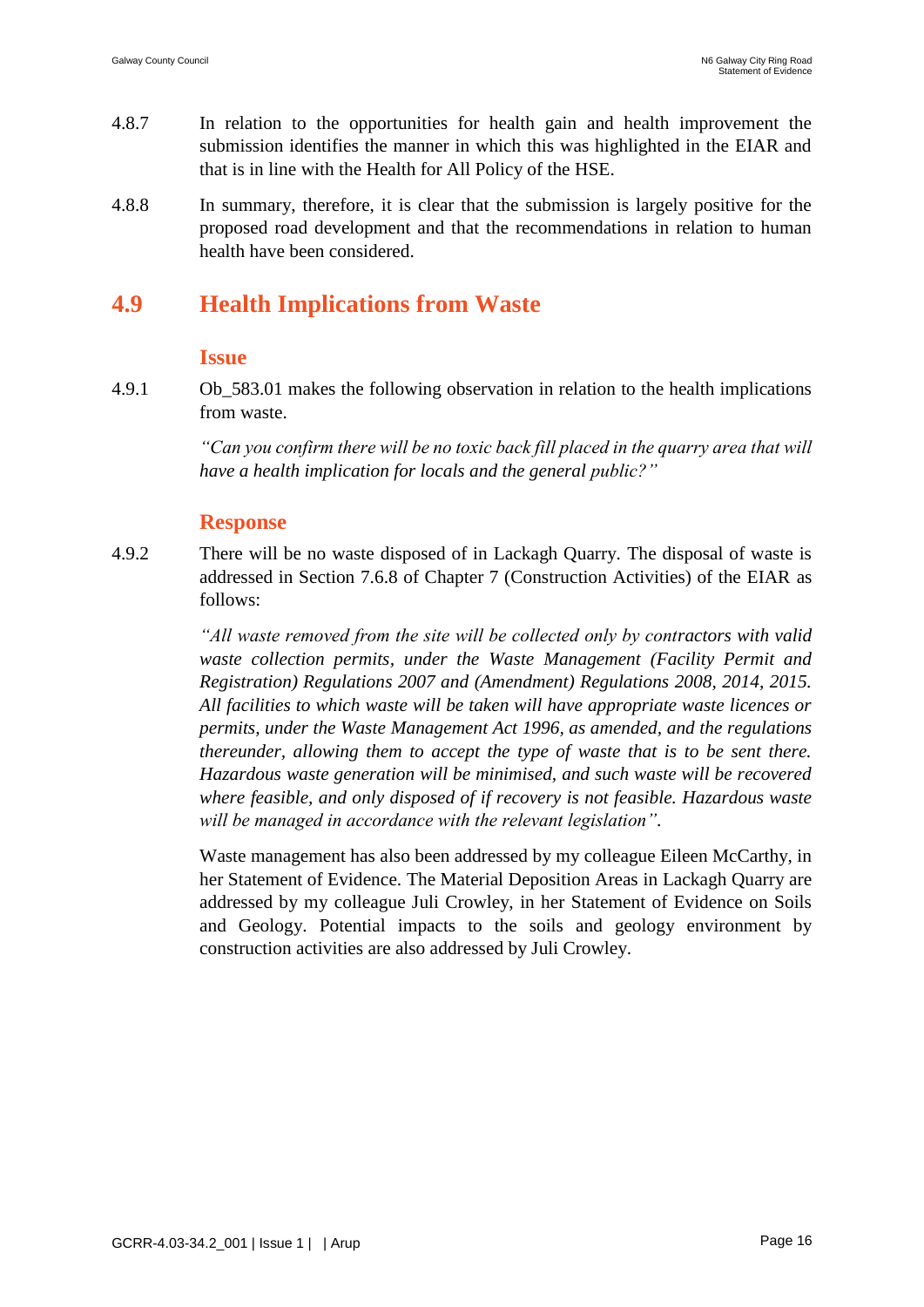4.8.7 In relation to the opportunities for health gain and health improvement the submission identifies the manner in which this was highlighted in the EIAR and that is in line with the Health for All Policy of the HSE.

4.8.8 In summary, therefore, it is clear that the submission is largely positive for the proposed road development and that the recommendations in relation to human health have been considered.

## 4.9 Health Implications from Waste

### Issue

4.9.1 Ob_583.01 makes the following observation in relation to the health implications from waste.

*"Can you confirm there will be no toxic back fill placed in the quarry area that will have a health implication for locals and the general public?"*

### Response

4.9.2 There will be no waste disposed of in Lackagh Quarry. The disposal of waste is addressed in Section 7.6.8 of Chapter 7 (Construction Activities) of the EIAR as follows:

*"All waste removed from the site will be collected only by contractors with valid waste collection permits, under the Waste Management (Facility Permit and Registration) Regulations 2007 and (Amendment) Regulations 2008, 2014, 2015. All facilities to which waste will be taken will have appropriate waste licences or permits, under the Waste Management Act 1996, as amended, and the regulations thereunder, allowing them to accept the type of waste that is to be sent there. Hazardous waste generation will be minimised, and such waste will be recovered where feasible, and only disposed of if recovery is not feasible. Hazardous waste will be managed in accordance with the relevant legislation".*

Waste management has also been addressed by my colleague Eileen McCarthy, in her Statement of Evidence. The Material Deposition Areas in Lackagh Quarry are addressed by my colleague Juli Crowley, in her Statement of Evidence on Soils and Geology. Potential impacts to the soils and geology environment by construction activities are also addressed by Juli Crowley.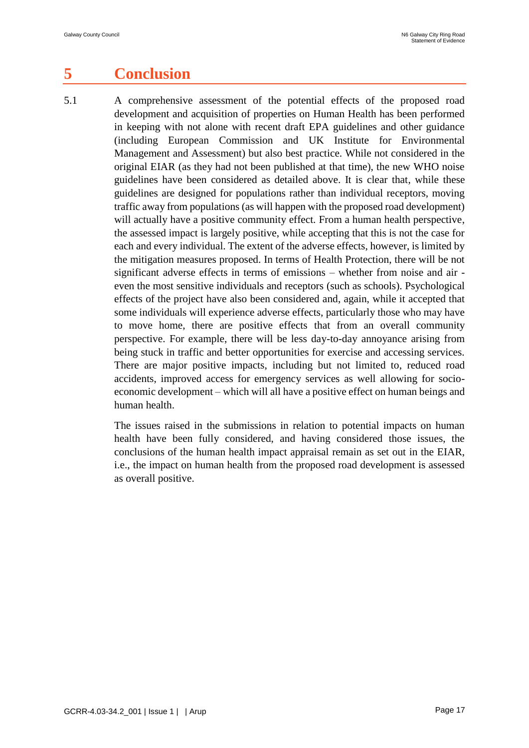# 5 Conclusion

5.1 A comprehensive assessment of the potential effects of the proposed road development and acquisition of properties on Human Health has been performed in keeping with not alone with recent draft EPA guidelines and other guidance (including European Commission and UK Institute for Environmental Management and Assessment) but also best practice. While not considered in the original EIAR (as they had not been published at that time), the new WHO noise guidelines have been considered as detailed above. It is clear that, while these guidelines are designed for populations rather than individual receptors, moving traffic away from populations (as will happen with the proposed road development) will actually have a positive community effect. From a human health perspective, the assessed impact is largely positive, while accepting that this is not the case for each and every individual. The extent of the adverse effects, however, is limited by the mitigation measures proposed. In terms of Health Protection, there will be not significant adverse effects in terms of emissions – whether from noise and air - even the most sensitive individuals and receptors (such as schools). Psychological effects of the project have also been considered and, again, while it accepted that some individuals will experience adverse effects, particularly those who may have to move home, there are positive effects that from an overall community perspective. For example, there will be less day-to-day annoyance arising from being stuck in traffic and better opportunities for exercise and accessing services. There are major positive impacts, including but not limited to, reduced road accidents, improved access for emergency services as well allowing for socio-economic development – which will all have a positive effect on human beings and human health.

The issues raised in the submissions in relation to potential impacts on human health have been fully considered, and having considered those issues, the conclusions of the human health impact appraisal remain as set out in the EIAR, i.e., the impact on human health from the proposed road development is assessed as overall positive.